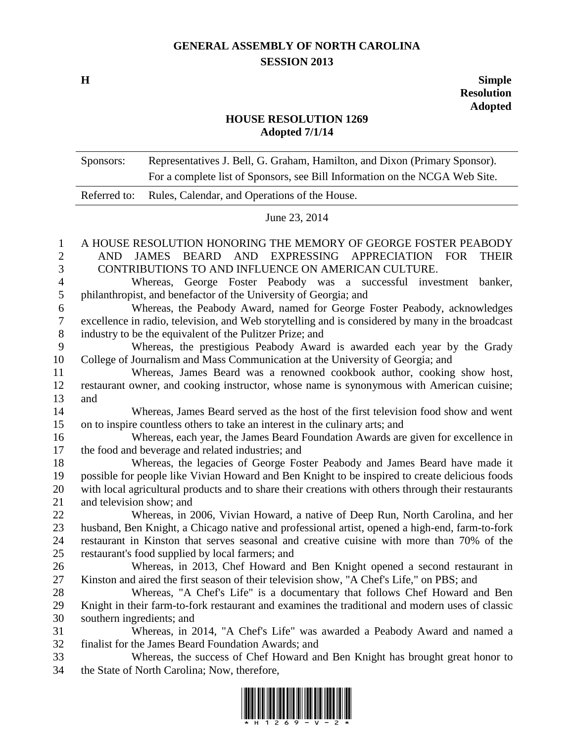# GENERAL ASSEMBLY OF NORTH CAROLINA
## SESSION 2013

**H** **Simple Resolution Adopted**

## HOUSE RESOLUTION 1269
### Adopted 7/1/14

| Sponsors: | Representatives J. Bell, G. Graham, Hamilton, and Dixon (Primary Sponsor). For a complete list of Sponsors, see Bill Information on the NCGA Web Site. |
|---|---|
| Referred to: | Rules, Calendar, and Operations of the House. |

June 23, 2014

A HOUSE RESOLUTION HONORING THE MEMORY OF GEORGE FOSTER PEABODY AND JAMES BEARD AND EXPRESSING APPRECIATION FOR THEIR CONTRIBUTIONS TO AND INFLUENCE ON AMERICAN CULTURE.

Whereas, George Foster Peabody was a successful investment banker, philanthropist, and benefactor of the University of Georgia; and

Whereas, the Peabody Award, named for George Foster Peabody, acknowledges excellence in radio, television, and Web storytelling and is considered by many in the broadcast industry to be the equivalent of the Pulitzer Prize; and

Whereas, the prestigious Peabody Award is awarded each year by the Grady College of Journalism and Mass Communication at the University of Georgia; and

Whereas, James Beard was a renowned cookbook author, cooking show host, restaurant owner, and cooking instructor, whose name is synonymous with American cuisine; and

Whereas, James Beard served as the host of the first television food show and went on to inspire countless others to take an interest in the culinary arts; and

Whereas, each year, the James Beard Foundation Awards are given for excellence in the food and beverage and related industries; and

Whereas, the legacies of George Foster Peabody and James Beard have made it possible for people like Vivian Howard and Ben Knight to be inspired to create delicious foods with local agricultural products and to share their creations with others through their restaurants and television show; and

Whereas, in 2006, Vivian Howard, a native of Deep Run, North Carolina, and her husband, Ben Knight, a Chicago native and professional artist, opened a high-end, farm-to-fork restaurant in Kinston that serves seasonal and creative cuisine with more than 70% of the restaurant's food supplied by local farmers; and

Whereas, in 2013, Chef Howard and Ben Knight opened a second restaurant in Kinston and aired the first season of their television show, "A Chef's Life," on PBS; and

Whereas, "A Chef's Life" is a documentary that follows Chef Howard and Ben Knight in their farm-to-fork restaurant and examines the traditional and modern uses of classic southern ingredients; and

Whereas, in 2014, "A Chef's Life" was awarded a Peabody Award and named a finalist for the James Beard Foundation Awards; and

Whereas, the success of Chef Howard and Ben Knight has brought great honor to the State of North Carolina; Now, therefore,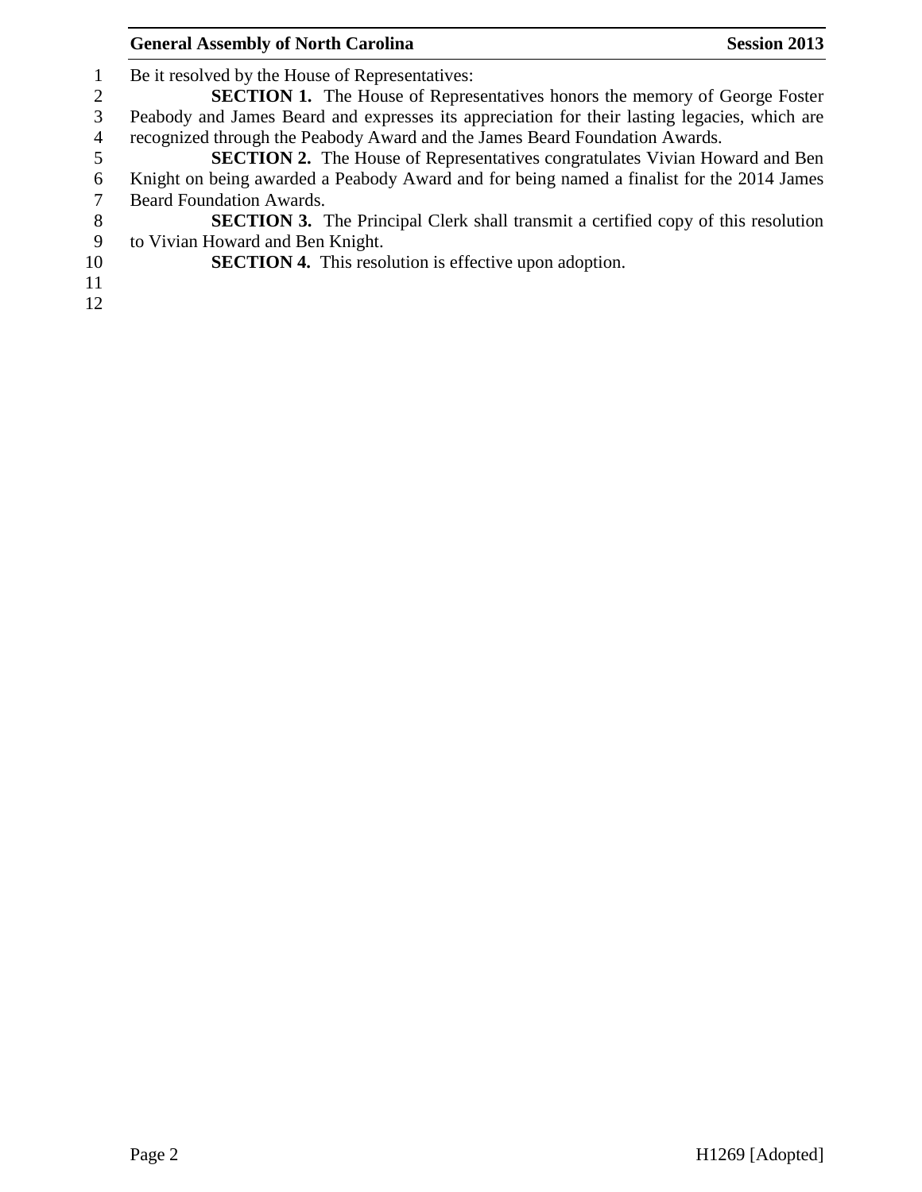Be it resolved by the House of Representatives:

**SECTION 1.** The House of Representatives honors the memory of George Foster Peabody and James Beard and expresses its appreciation for their lasting legacies, which are recognized through the Peabody Award and the James Beard Foundation Awards.

**SECTION 2.** The House of Representatives congratulates Vivian Howard and Ben Knight on being awarded a Peabody Award and for being named a finalist for the 2014 James Beard Foundation Awards.

**SECTION 3.** The Principal Clerk shall transmit a certified copy of this resolution to Vivian Howard and Ben Knight.

**SECTION 4.** This resolution is effective upon adoption.